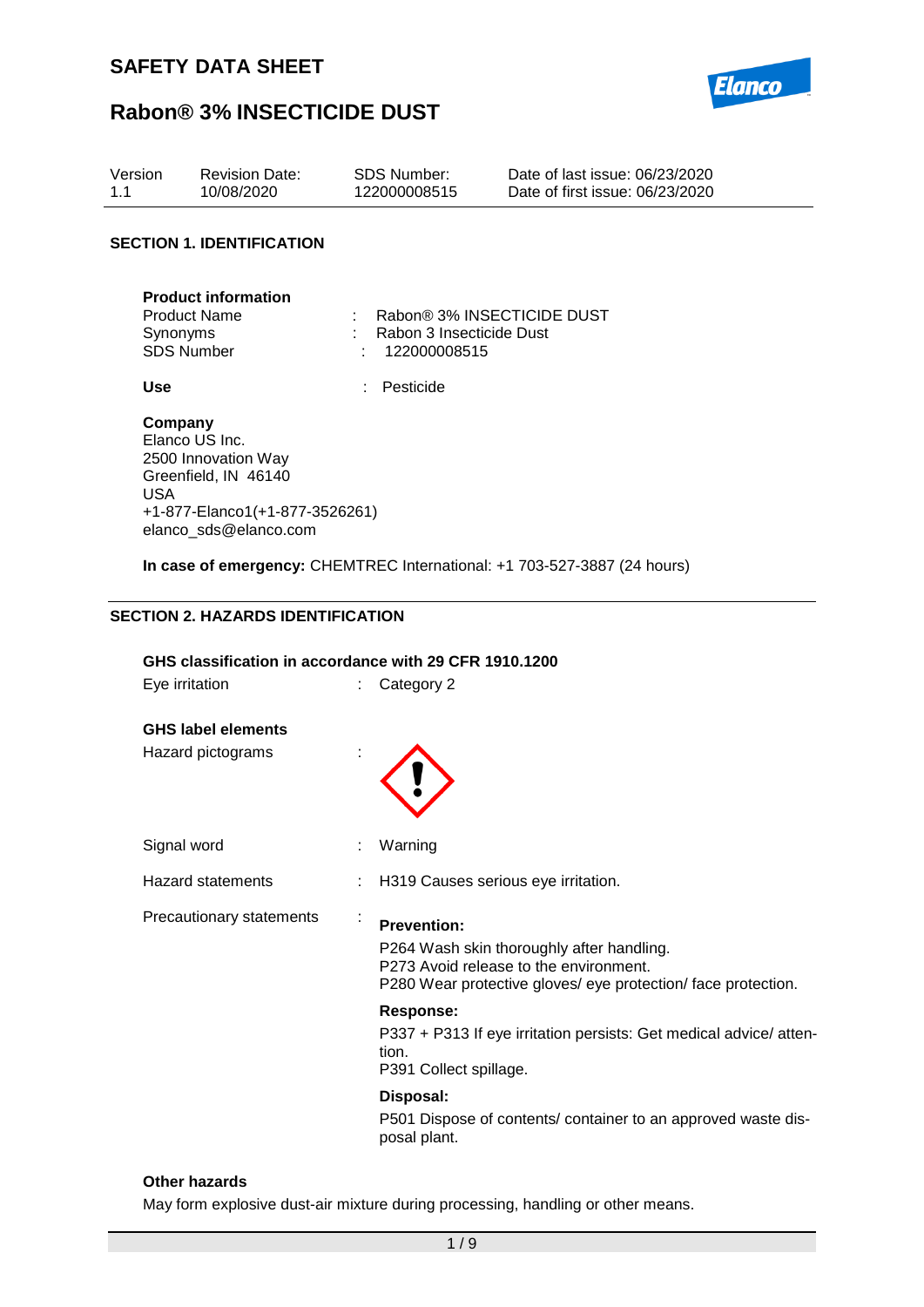# SAFETY DATA SHEET

# Rabon® 3% INSECTICIDE DUST

| Version | Revision Date: | SDS Number: | Date of last issue: 06/23/2020 |
|---|---|---|---|
| 1.1 | 10/08/2020 | 122000008515 | Date of first issue: 06/23/2020 |

## SECTION 1. IDENTIFICATION

**Product information**

Product Name : Rabon® 3% INSECTICIDE DUST
Synonyms : Rabon 3 Insecticide Dust
SDS Number : 122000008515

**Use** : Pesticide

**Company**
Elanco US Inc.
2500 Innovation Way
Greenfield, IN 46140
USA
+1-877-Elanco1(+1-877-3526261)
elanco_sds@elanco.com

**In case of emergency:** CHEMTREC International: +1 703-527-3887 (24 hours)

## SECTION 2. HAZARDS IDENTIFICATION

**GHS classification in accordance with 29 CFR 1910.1200**

Eye irritation : Category 2

**GHS label elements**

Hazard pictograms :

Signal word : Warning

Hazard statements : H319 Causes serious eye irritation.

Precautionary statements :

**Prevention:**

P264 Wash skin thoroughly after handling.
P273 Avoid release to the environment.
P280 Wear protective gloves/ eye protection/ face protection.

**Response:**

P337 + P313 If eye irritation persists: Get medical advice/ attention.
P391 Collect spillage.

**Disposal:**

P501 Dispose of contents/ container to an approved waste disposal plant.

**Other hazards**

May form explosive dust-air mixture during processing, handling or other means.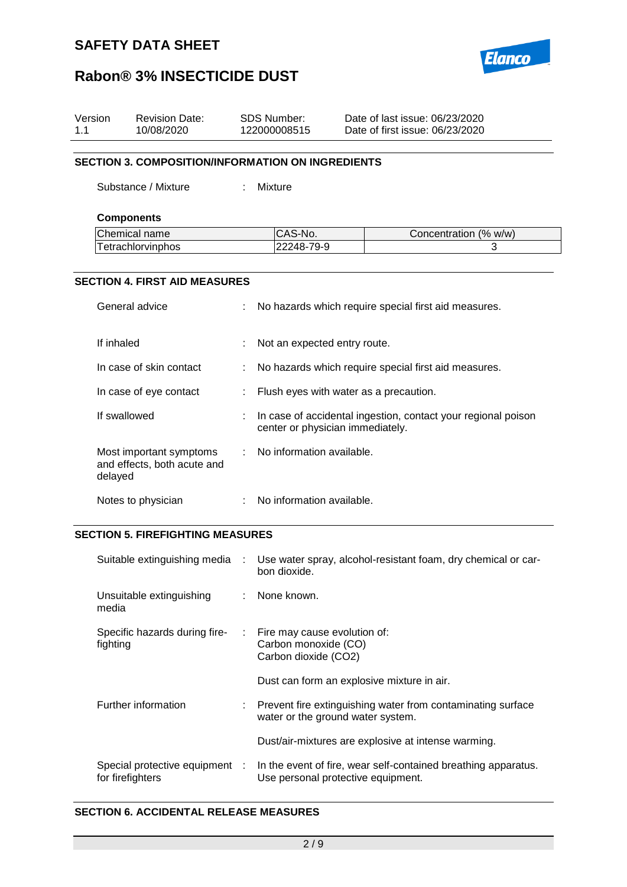## SECTION 3. COMPOSITION/INFORMATION ON INGREDIENTS

Substance / Mixture : Mixture

**Components**

| Chemical name | CAS-No. | Concentration (% w/w) |
|---|---|---|
| Tetrachlorvinphos | 22248-79-9 | 3 |

## SECTION 4. FIRST AID MEASURES

General advice : No hazards which require special first aid measures.

If inhaled : Not an expected entry route.

In case of skin contact : No hazards which require special first aid measures.

In case of eye contact : Flush eyes with water as a precaution.

If swallowed : In case of accidental ingestion, contact your regional poison center or physician immediately.

Most important symptoms and effects, both acute and delayed : No information available.

Notes to physician : No information available.

## SECTION 5. FIREFIGHTING MEASURES

Suitable extinguishing media : Use water spray, alcohol-resistant foam, dry chemical or carbon dioxide.

Unsuitable extinguishing media : None known.

Specific hazards during firefighting : Fire may cause evolution of:
Carbon monoxide (CO)
Carbon dioxide ($CO_2$)

Dust can form an explosive mixture in air.

Further information : Prevent fire extinguishing water from contaminating surface water or the ground water system.

Dust/air-mixtures are explosive at intense warming.

Special protective equipment for firefighters : In the event of fire, wear self-contained breathing apparatus. Use personal protective equipment.

## SECTION 6. ACCIDENTAL RELEASE MEASURES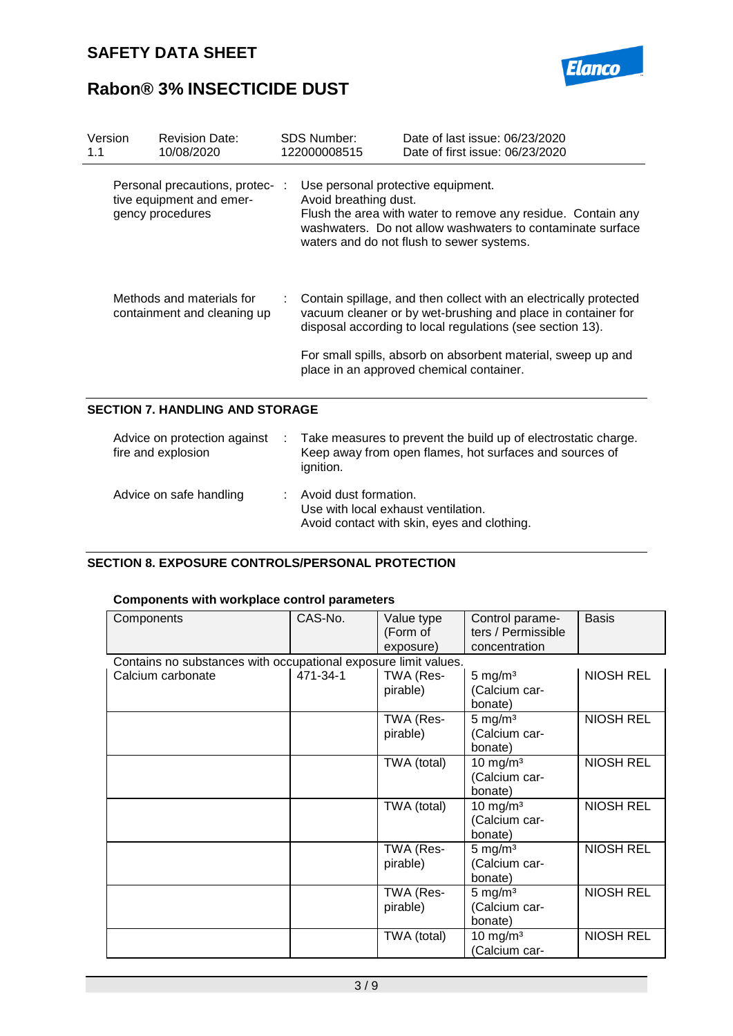| Personal precautions, protective equipment and emergency procedures | : | Use personal protective equipment.<br>Avoid breathing dust.<br>Flush the area with water to remove any residue. Contain any washwaters. Do not allow washwaters to contaminate surface waters and do not flush to sewer systems. |
|---|---|---|
| Methods and materials for containment and cleaning up | : | Contain spillage, and then collect with an electrically protected vacuum cleaner or by wet-brushing and place in container for disposal according to local regulations (see section 13).<br><br>For small spills, absorb on absorbent material, sweep up and place in an approved chemical container. |

## SECTION 7. HANDLING AND STORAGE

| Advice on protection against fire and explosion | : | Take measures to prevent the build up of electrostatic charge.<br>Keep away from open flames, hot surfaces and sources of ignition. |
|---|---|---|
| Advice on safe handling | : | Avoid dust formation.<br>Use with local exhaust ventilation.<br>Avoid contact with skin, eyes and clothing. |

## SECTION 8. EXPOSURE CONTROLS/PERSONAL PROTECTION

**Components with workplace control parameters**

| Components | CAS-No. | Value type (Form of exposure) | Control parameters / Permissible concentration | Basis |
|---|---|---|---|---|
| Contains no substances with occupational exposure limit values. | | | | |
| Calcium carbonate | 471-34-1 | TWA (Respirable) | 5 mg/m³ (Calcium carbonate) | NIOSH REL |
| | | TWA (Respirable) | 5 mg/m³ (Calcium carbonate) | NIOSH REL |
| | | TWA (total) | 10 mg/m³ (Calcium carbonate) | NIOSH REL |
| | | TWA (total) | 10 mg/m³ (Calcium carbonate) | NIOSH REL |
| | | TWA (Respirable) | 5 mg/m³ (Calcium carbonate) | NIOSH REL |
| | | TWA (Respirable) | 5 mg/m³ (Calcium carbonate) | NIOSH REL |
| | | TWA (total) | 10 mg/m³ (Calcium car- | NIOSH REL |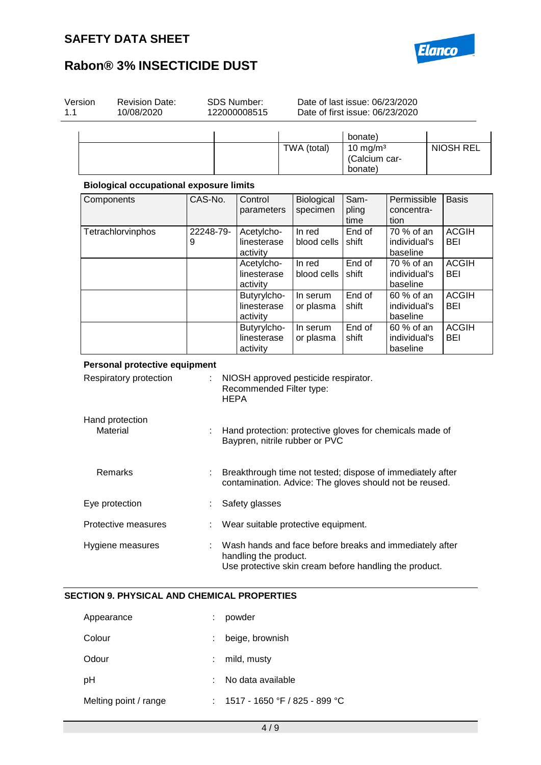| | | | bonate) | |
|---|---|---|---|---|
| | | TWA (total) | 10 mg/m³ (Calcium carbonate) | NIOSH REL |

**Biological occupational exposure limits**

| Components | CAS-No. | Control parameters | Biological specimen | Sampling time | Permissible concentration | Basis |
|---|---|---|---|---|---|---|
| Tetrachlorvinphos | 22248-79-9 | Acetylcholinesterase activity | In red blood cells | End of shift | 70 % of an individual's baseline | ACGIH BEI |
| | | Acetylcholinesterase activity | In red blood cells | End of shift | 70 % of an individual's baseline | ACGIH BEI |
| | | Butyrylcholinesterase activity | In serum or plasma | End of shift | 60 % of an individual's baseline | ACGIH BEI |
| | | Butyrylcholinesterase activity | In serum or plasma | End of shift | 60 % of an individual's baseline | ACGIH BEI |

**Personal protective equipment**

Respiratory protection : NIOSH approved pesticide respirator.
Recommended Filter type:
HEPA

Hand protection
Material : Hand protection: protective gloves for chemicals made of Baypren, nitrile rubber or PVC

Remarks : Breakthrough time not tested; dispose of immediately after contamination. Advice: The gloves should not be reused.

Eye protection : Safety glasses

Protective measures : Wear suitable protective equipment.

Hygiene measures : Wash hands and face before breaks and immediately after handling the product.
Use protective skin cream before handling the product.

## SECTION 9. PHYSICAL AND CHEMICAL PROPERTIES

Appearance : powder

Colour : beige, brownish

Odour : mild, musty

pH : No data available

Melting point / range : 1517 - 1650 °F / 825 - 899 °C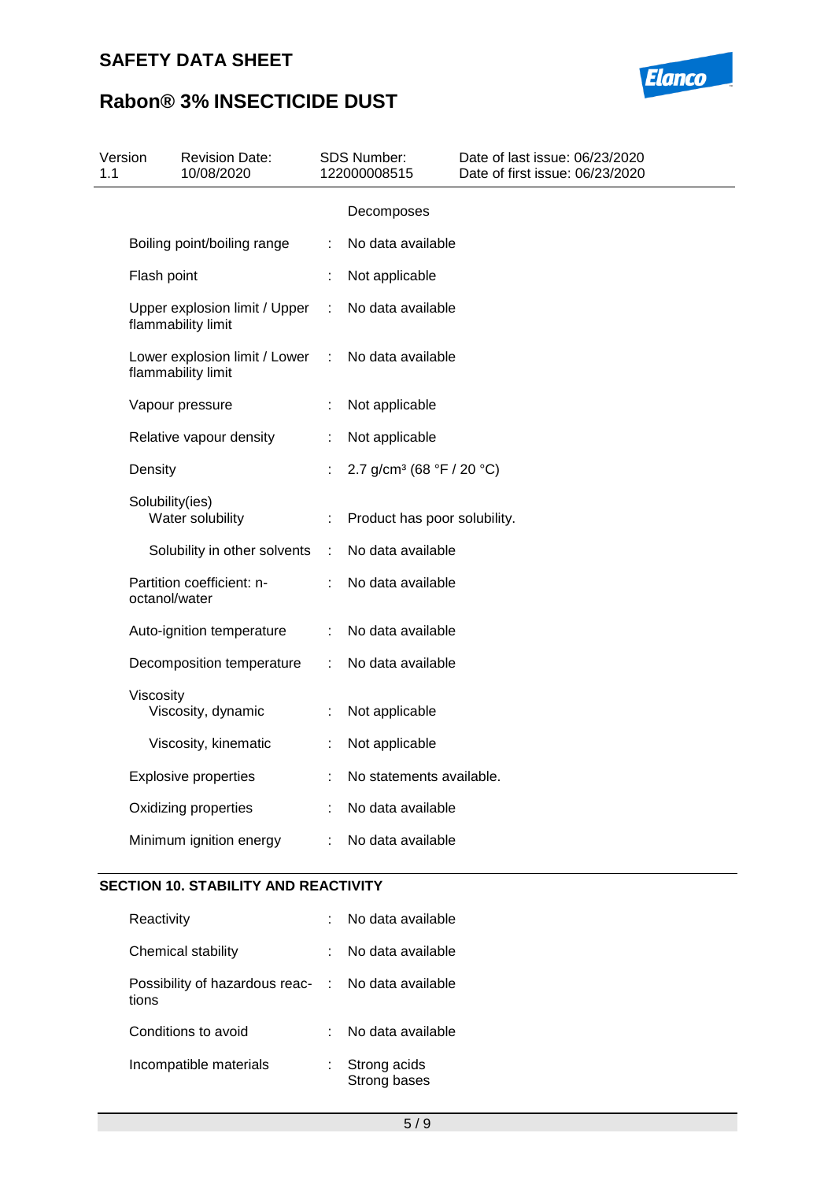Decomposes

| | | |
|---|---|---|
| Boiling point/boiling range | : | No data available |
| Flash point | : | Not applicable |
| Upper explosion limit / Upper flammability limit | : | No data available |
| Lower explosion limit / Lower flammability limit | : | No data available |
| Vapour pressure | : | Not applicable |
| Relative vapour density | : | Not applicable |
| Density | : | 2.7 g/cm³ (68 °F / 20 °C) |
| Solubility(ies) | | |
| Water solubility | : | Product has poor solubility. |
| Solubility in other solvents | : | No data available |
| Partition coefficient: n-octanol/water | : | No data available |
| Auto-ignition temperature | : | No data available |
| Decomposition temperature | : | No data available |
| Viscosity | | |
| Viscosity, dynamic | : | Not applicable |
| Viscosity, kinematic | : | Not applicable |
| Explosive properties | : | No statements available. |
| Oxidizing properties | : | No data available |
| Minimum ignition energy | : | No data available |

## SECTION 10. STABILITY AND REACTIVITY

| | | |
|---|---|---|
| Reactivity | : | No data available |
| Chemical stability | : | No data available |
| Possibility of hazardous reactions | : | No data available |
| Conditions to avoid | : | No data available |
| Incompatible materials | : | Strong acids<br>Strong bases |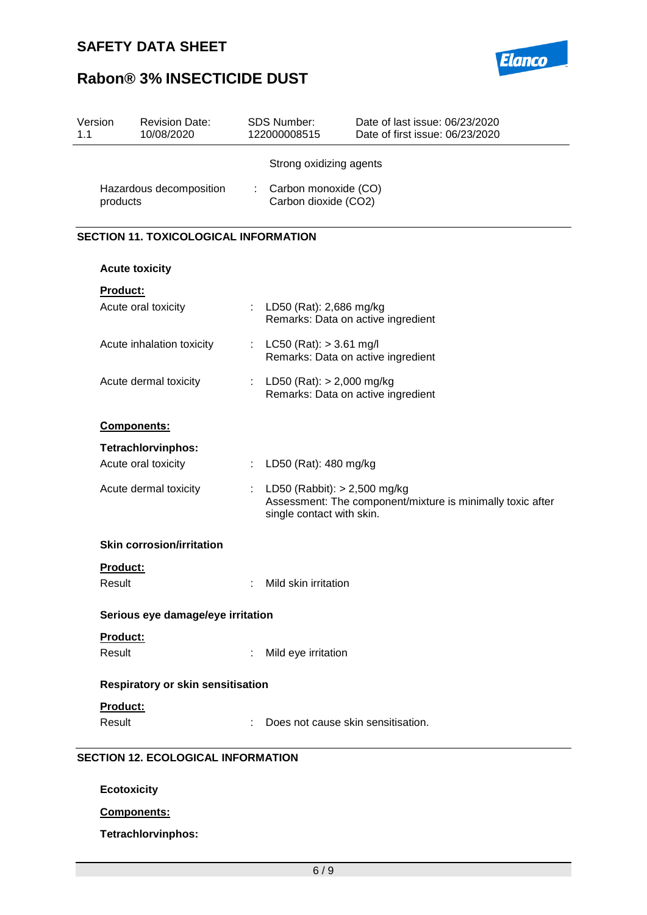Strong oxidizing agents

Hazardous decomposition products : Carbon monoxide (CO)
Carbon dioxide (CO2)

## SECTION 11. TOXICOLOGICAL INFORMATION

### Acute toxicity

**Product:**

Acute oral toxicity : LD50 (Rat): 2,686 mg/kg
Remarks: Data on active ingredient

Acute inhalation toxicity : LC50 (Rat): > 3.61 mg/l
Remarks: Data on active ingredient

Acute dermal toxicity : LD50 (Rat): > 2,000 mg/kg
Remarks: Data on active ingredient

**Components:**

**Tetrachlorvinphos:**

Acute oral toxicity : LD50 (Rat): 480 mg/kg

Acute dermal toxicity : LD50 (Rabbit): > 2,500 mg/kg
Assessment: The component/mixture is minimally toxic after single contact with skin.

### Skin corrosion/irritation

**Product:**

Result : Mild skin irritation

### Serious eye damage/eye irritation

**Product:**

Result : Mild eye irritation

### Respiratory or skin sensitisation

**Product:**

Result : Does not cause skin sensitisation.

## SECTION 12. ECOLOGICAL INFORMATION

### Ecotoxicity

**Components:**

**Tetrachlorvinphos:**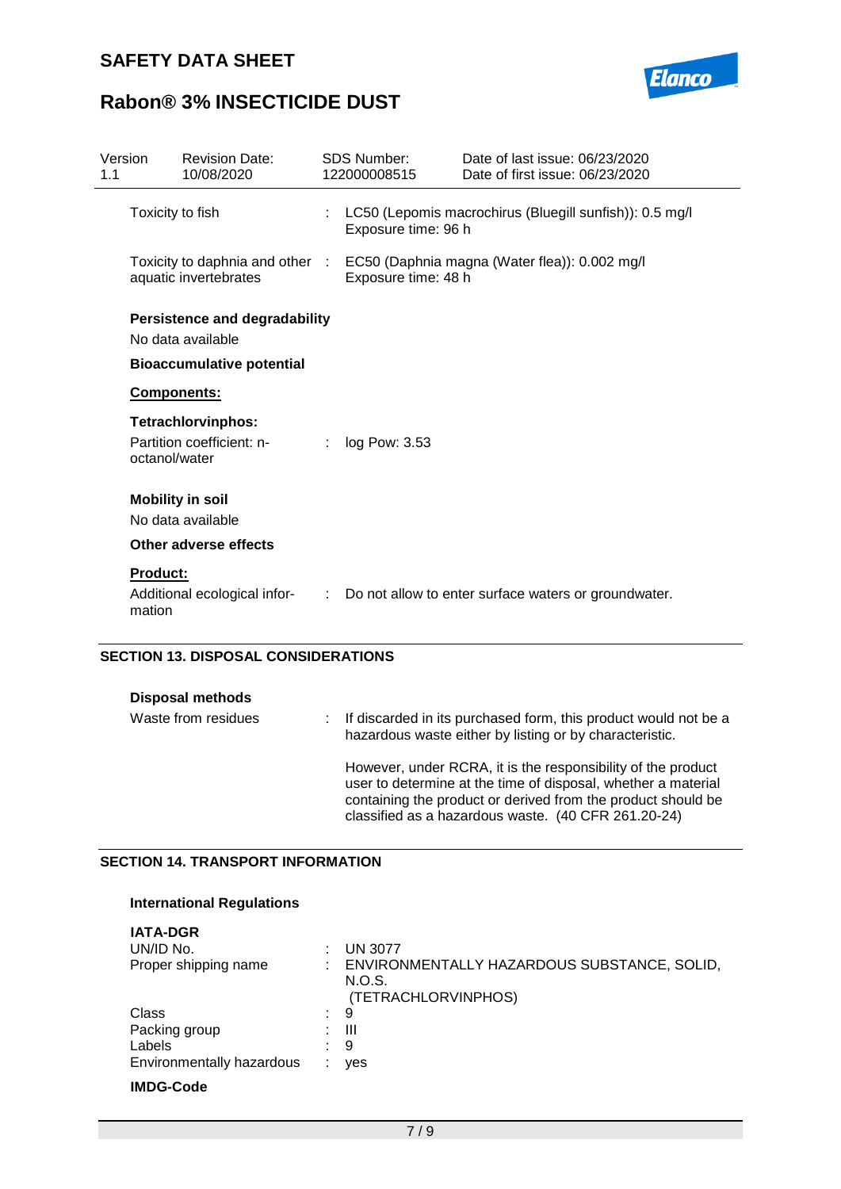Toxicity to fish : LC50 (Lepomis macrochirus (Bluegill sunfish)): 0.5 mg/l
Exposure time: 96 h

Toxicity to daphnia and other aquatic invertebrates : EC50 (Daphnia magna (Water flea)): 0.002 mg/l
Exposure time: 48 h

**Persistence and degradability**

No data available

**Bioaccumulative potential**

**Components:**

**Tetrachlorvinphos:**

Partition coefficient: n-octanol/water : log Pow: 3.53

**Mobility in soil**

No data available

**Other adverse effects**

**Product:**

Additional ecological information : Do not allow to enter surface waters or groundwater.

## SECTION 13. DISPOSAL CONSIDERATIONS

**Disposal methods**

Waste from residues : If discarded in its purchased form, this product would not be a hazardous waste either by listing or by characteristic.

However, under RCRA, it is the responsibility of the product user to determine at the time of disposal, whether a material containing the product or derived from the product should be classified as a hazardous waste. (40 CFR 261.20-24)

## SECTION 14. TRANSPORT INFORMATION

**International Regulations**

**IATA-DGR**

UN/ID No. : UN 3077
Proper shipping name : ENVIRONMENTALLY HAZARDOUS SUBSTANCE, SOLID, N.O.S.
(TETRACHLORVINPHOS)
Class : 9
Packing group : III
Labels : 9
Environmentally hazardous : yes

**IMDG-Code**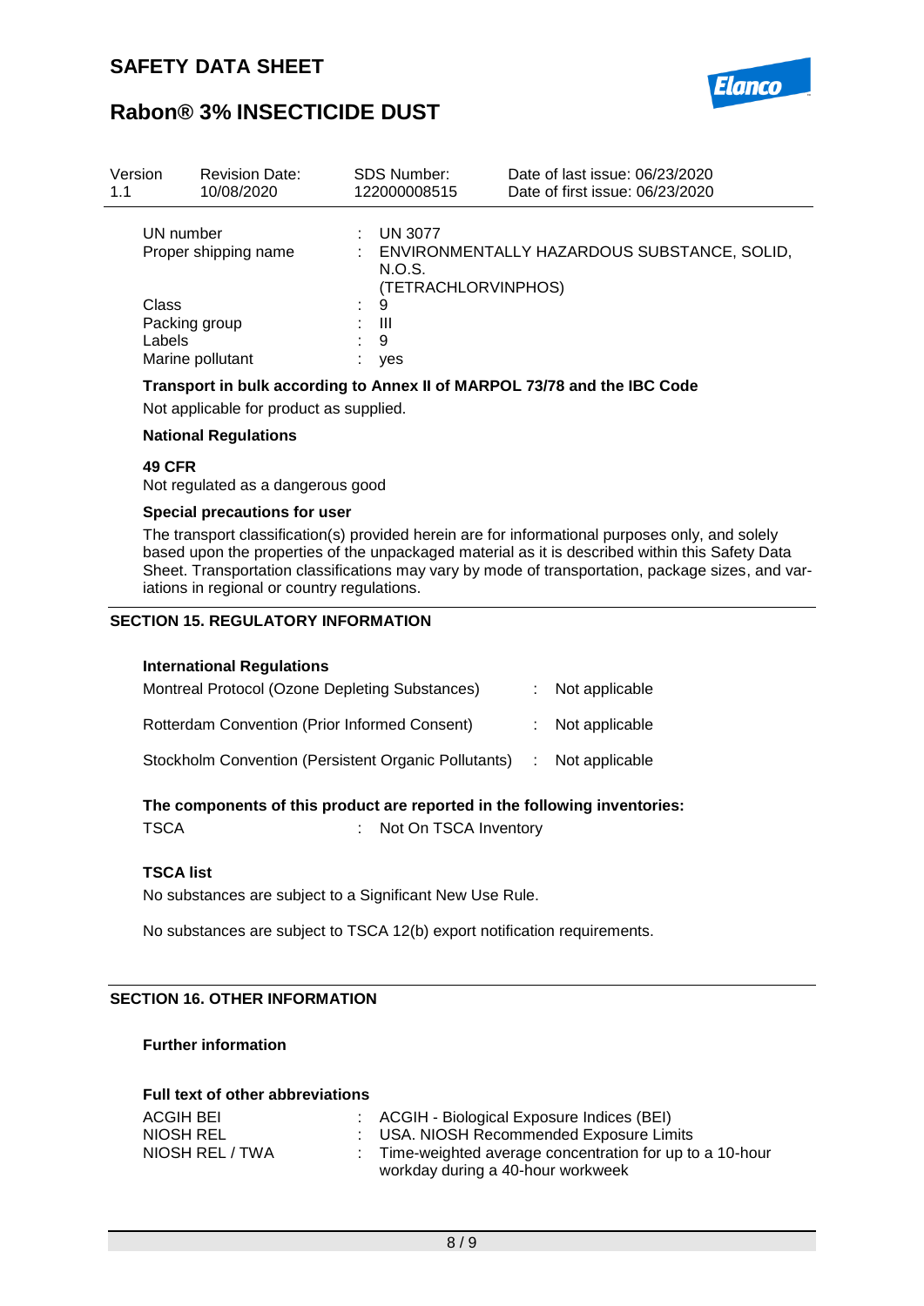| Version | Revision Date: | SDS Number: | Date of last issue: 06/23/2020 |
|---|---|---|---|
| 1.1 | 10/08/2020 | 122000008515 | Date of first issue: 06/23/2020 |

UN number : UN 3077
Proper shipping name : ENVIRONMENTALLY HAZARDOUS SUBSTANCE, SOLID, N.O.S. (TETRACHLORVINPHOS)
Class : 9
Packing group : III
Labels : 9
Marine pollutant : yes

**Transport in bulk according to Annex II of MARPOL 73/78 and the IBC Code**

Not applicable for product as supplied.

**National Regulations**

**49 CFR**

Not regulated as a dangerous good

**Special precautions for user**

The transport classification(s) provided herein are for informational purposes only, and solely based upon the properties of the unpackaged material as it is described within this Safety Data Sheet. Transportation classifications may vary by mode of transportation, package sizes, and variations in regional or country regulations.

## SECTION 15. REGULATORY INFORMATION

**International Regulations**

Montreal Protocol (Ozone Depleting Substances) : Not applicable

Rotterdam Convention (Prior Informed Consent) : Not applicable

Stockholm Convention (Persistent Organic Pollutants) : Not applicable

**The components of this product are reported in the following inventories:**

TSCA : Not On TSCA Inventory

**TSCA list**

No substances are subject to a Significant New Use Rule.

No substances are subject to TSCA 12(b) export notification requirements.

## SECTION 16. OTHER INFORMATION

**Further information**

**Full text of other abbreviations**

ACGIH BEI : ACGIH - Biological Exposure Indices (BEI)
NIOSH REL : USA. NIOSH Recommended Exposure Limits
NIOSH REL / TWA : Time-weighted average concentration for up to a 10-hour workday during a 40-hour workweek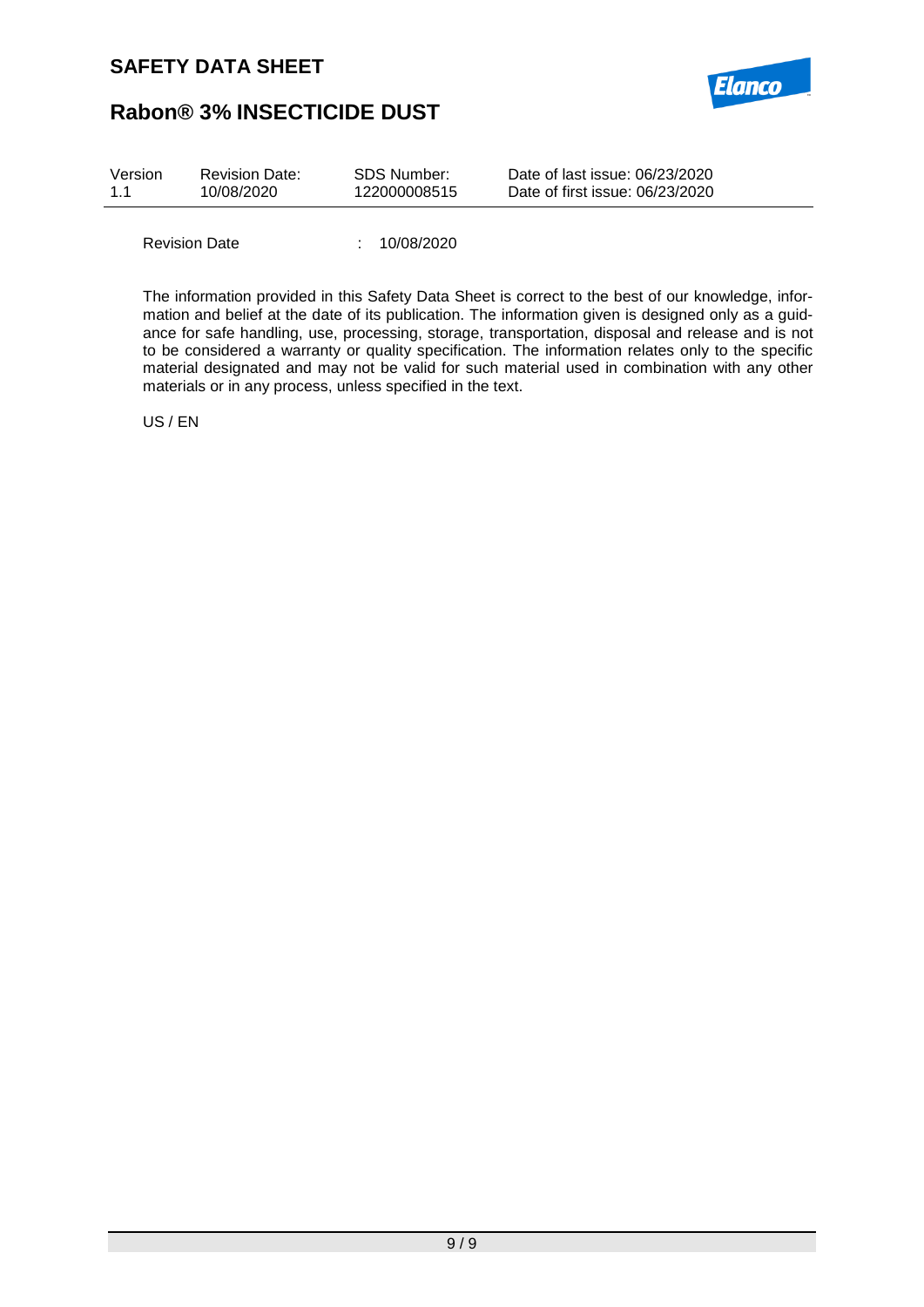| Version | Revision Date: | SDS Number: | Date of last issue: 06/23/2020 |
| --- | --- | --- | --- |
| 1.1 | 10/08/2020 | 122000008515 | Date of first issue: 06/23/2020 |

Revision Date : 10/08/2020

The information provided in this Safety Data Sheet is correct to the best of our knowledge, information and belief at the date of its publication. The information given is designed only as a guidance for safe handling, use, processing, storage, transportation, disposal and release and is not to be considered a warranty or quality specification. The information relates only to the specific material designated and may not be valid for such material used in combination with any other materials or in any process, unless specified in the text.

US / EN